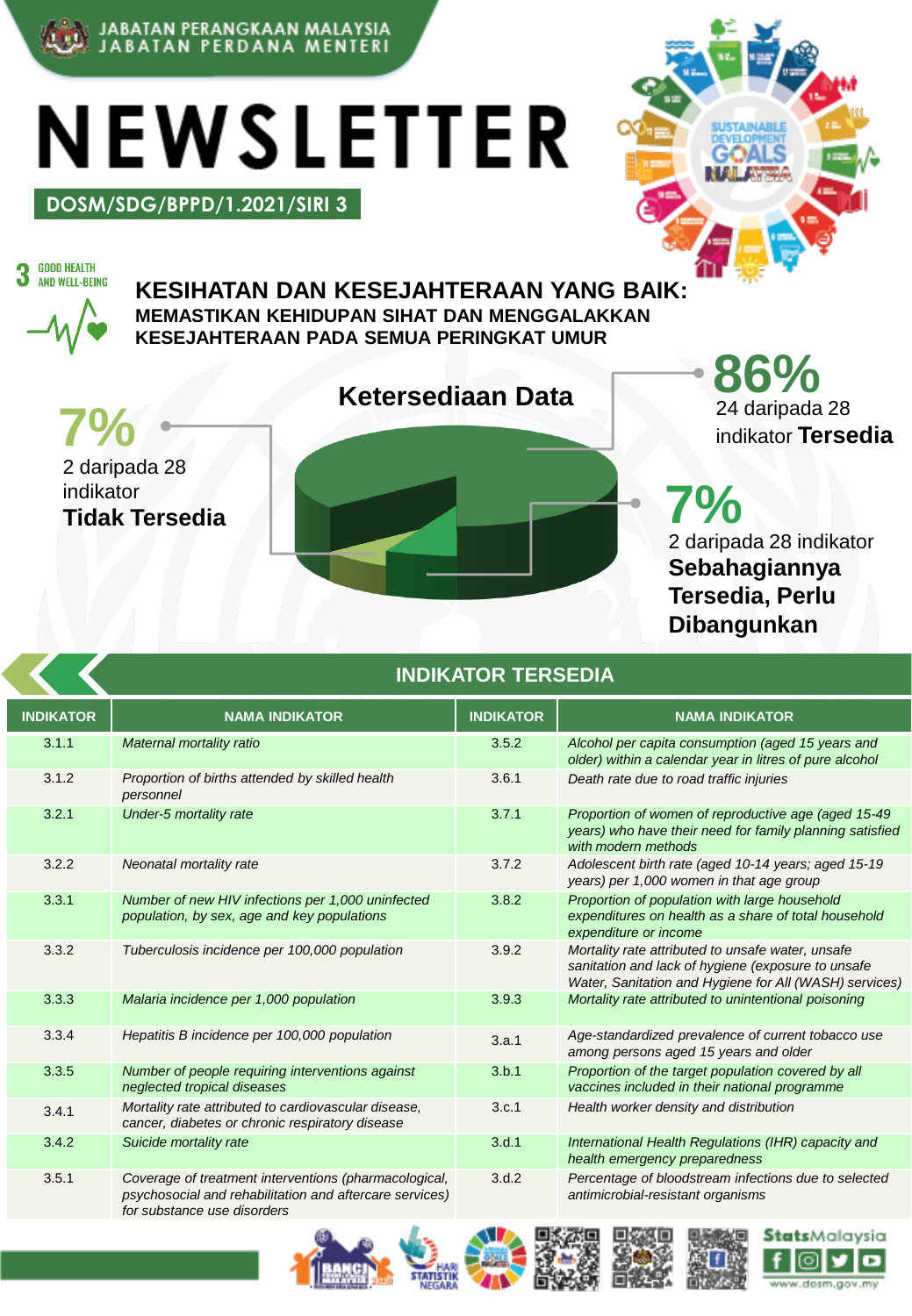JABATAN PERANGKAAN MALAYSIA
JABATAN PERDANA MENTERI

# NEWSLETTER

**DOSM/SDG/BPPD/1.2021/SIRI 3**

3 GOOD HEALTH AND WELL-BEING

## KESIHATAN DAN KESEJAHTERAAN YANG BAIK:

### MEMASTIKAN KEHIDUPAN SIHAT DAN MENGGALAKKAN KESEJAHTERAAN PADA SEMUA PERINGKAT UMUR

## Ketersediaan Data

**86%**
24 daripada 28 indikator **Tersedia**

**7%**
2 daripada 28 indikator **Tidak Tersedia**

**7%**
2 daripada 28 indikator **Sebahagiannya Tersedia, Perlu Dibangunkan**

## INDIKATOR TERSEDIA

| INDIKATOR | NAMA INDIKATOR | INDIKATOR | NAMA INDIKATOR |
|---|---|---|---|
| 3.1.1 | *Maternal mortality ratio* | 3.5.2 | *Alcohol per capita consumption (aged 15 years and older) within a calendar year in litres of pure alcohol* |
| 3.1.2 | *Proportion of births attended by skilled health personnel* | 3.6.1 | *Death rate due to road traffic injuries* |
| 3.2.1 | *Under-5 mortality rate* | 3.7.1 | *Proportion of women of reproductive age (aged 15-49 years) who have their need for family planning satisfied with modern methods* |
| 3.2.2 | *Neonatal mortality rate* | 3.7.2 | *Adolescent birth rate (aged 10-14 years; aged 15-19 years) per 1,000 women in that age group* |
| 3.3.1 | *Number of new HIV infections per 1,000 uninfected population, by sex, age and key populations* | 3.8.2 | *Proportion of population with large household expenditures on health as a share of total household expenditure or income* |
| 3.3.2 | *Tuberculosis incidence per 100,000 population* | 3.9.2 | *Mortality rate attributed to unsafe water, unsafe sanitation and lack of hygiene (exposure to unsafe Water, Sanitation and Hygiene for All (WASH) services)* |
| 3.3.3 | *Malaria incidence per 1,000 population* | 3.9.3 | *Mortality rate attributed to unintentional poisoning* |
| 3.3.4 | *Hepatitis B incidence per 100,000 population* | 3.a.1 | *Age-standardized prevalence of current tobacco use among persons aged 15 years and older* |
| 3.3.5 | *Number of people requiring interventions against neglected tropical diseases* | 3.b.1 | *Proportion of the target population covered by all vaccines included in their national programme* |
| 3.4.1 | *Mortality rate attributed to cardiovascular disease, cancer, diabetes or chronic respiratory disease* | 3.c.1 | *Health worker density and distribution* |
| 3.4.2 | *Suicide mortality rate* | 3.d.1 | *International Health Regulations (IHR) capacity and health emergency preparedness* |
| 3.5.1 | *Coverage of treatment interventions (pharmacological, psychosocial and rehabilitation and aftercare services) for substance use disorders* | 3.d.2 | *Percentage of bloodstream infections due to selected antimicrobial-resistant organisms* |

StatsMalaysia
www.dosm.gov.my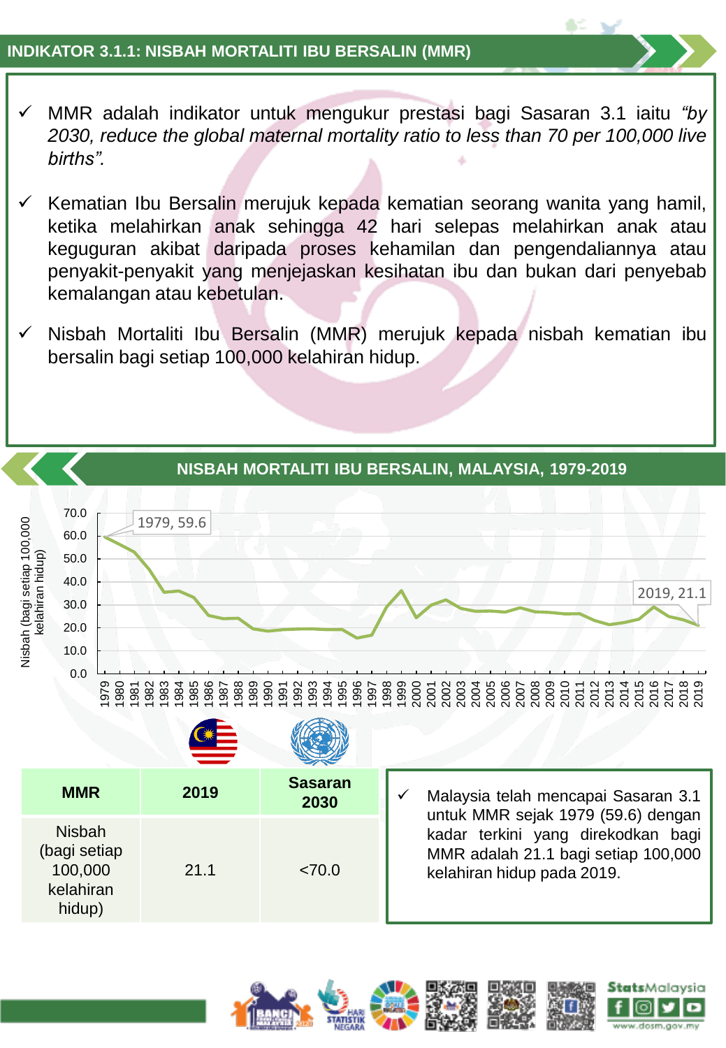## INDIKATOR 3.1.1: NISBAH MORTALITI IBU BERSALIN (MMR)

- ✓ MMR adalah indikator untuk mengukur prestasi bagi Sasaran 3.1 iaitu *"by 2030, reduce the global maternal mortality ratio to less than 70 per 100,000 live births".*
- ✓ Kematian Ibu Bersalin merujuk kepada kematian seorang wanita yang hamil, ketika melahirkan anak sehingga 42 hari selepas melahirkan anak atau keguguran akibat daripada proses kehamilan dan pengendaliannya atau penyakit-penyakit yang menjejaskan kesihatan ibu dan bukan dari penyebab kemalangan atau kebetulan.
- ✓ Nisbah Mortaliti Ibu Bersalin (MMR) merujuk kepada nisbah kematian ibu bersalin bagi setiap 100,000 kelahiran hidup.

## NISBAH MORTALITI IBU BERSALIN, MALAYSIA, 1979-2019

Nisbah (bagi setiap 100,000 kelahiran hidup)

1979, 59.6

2019, 21.1

| MMR | 2019 | Sasaran 2030 |
|---|---|---|
| Nisbah (bagi setiap 100,000 kelahiran hidup) | 21.1 | <70.0 |

- ✓ Malaysia telah mencapai Sasaran 3.1 untuk MMR sejak 1979 (59.6) dengan kadar terkini yang direkodkan bagi MMR adalah 21.1 bagi setiap 100,000 kelahiran hidup pada 2019.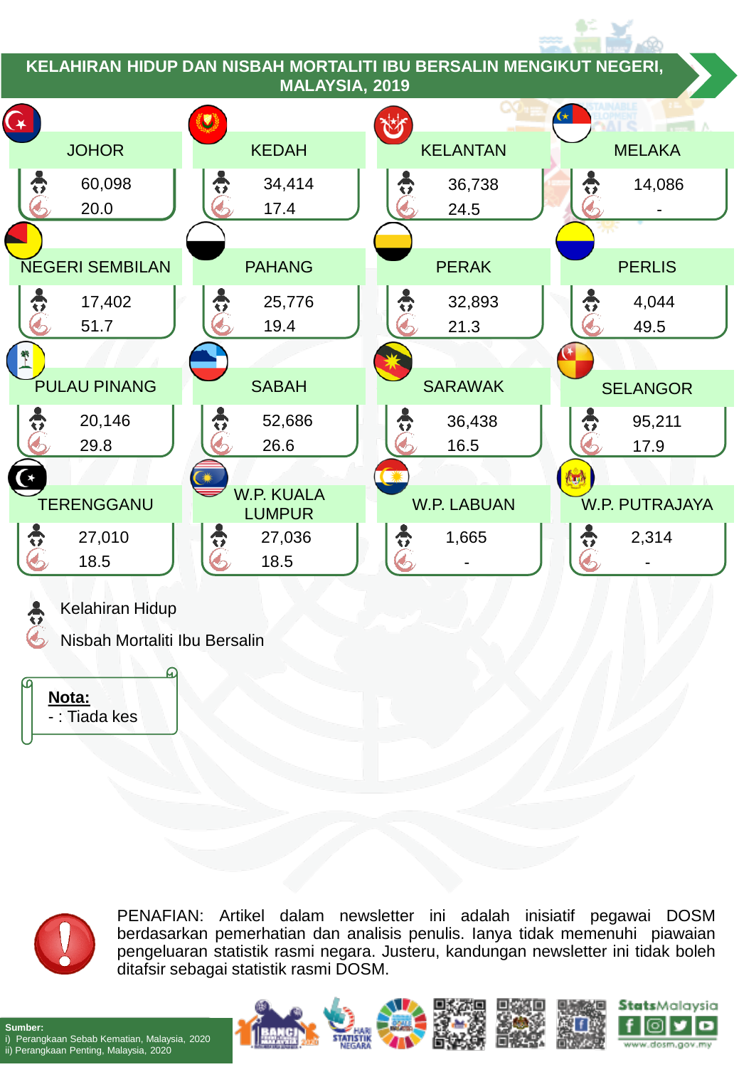## KELAHIRAN HIDUP DAN NISBAH MORTALITI IBU BERSALIN MENGIKUT NEGERI, MALAYSIA, 2019

| Negeri | Kelahiran Hidup | Nisbah Mortaliti Ibu Bersalin |
|---|---|---|
| JOHOR | 60,098 | 20.0 |
| KEDAH | 34,414 | 17.4 |
| KELANTAN | 36,738 | 24.5 |
| MELAKA | 14,086 | - |
| NEGERI SEMBILAN | 17,402 | 51.7 |
| PAHANG | 25,776 | 19.4 |
| PERAK | 32,893 | 21.3 |
| PERLIS | 4,044 | 49.5 |
| PULAU PINANG | 20,146 | 29.8 |
| SABAH | 52,686 | 26.6 |
| SARAWAK | 36,438 | 16.5 |
| SELANGOR | 95,211 | 17.9 |
| TERENGGANU | 27,010 | 18.5 |
| W.P. KUALA LUMPUR | 27,036 | 18.5 |
| W.P. LABUAN | 1,665 | - |
| W.P. PUTRAJAYA | 2,314 | - |

Kelahiran Hidup

Nisbah Mortaliti Ibu Bersalin

**Nota:**
- : Tiada kes

PENAFIAN: Artikel dalam newsletter ini adalah inisiatif pegawai DOSM berdasarkan pemerhatian dan analisis penulis. Ianya tidak memenuhi piawaian pengeluaran statistik rasmi negara. Justeru, kandungan newsletter ini tidak boleh ditafsir sebagai statistik rasmi DOSM.

**Sumber:**
i) Perangkaan Sebab Kematian, Malaysia, 2020
ii) Perangkaan Penting, Malaysia, 2020

StatsMalaysia
www.dosm.gov.my